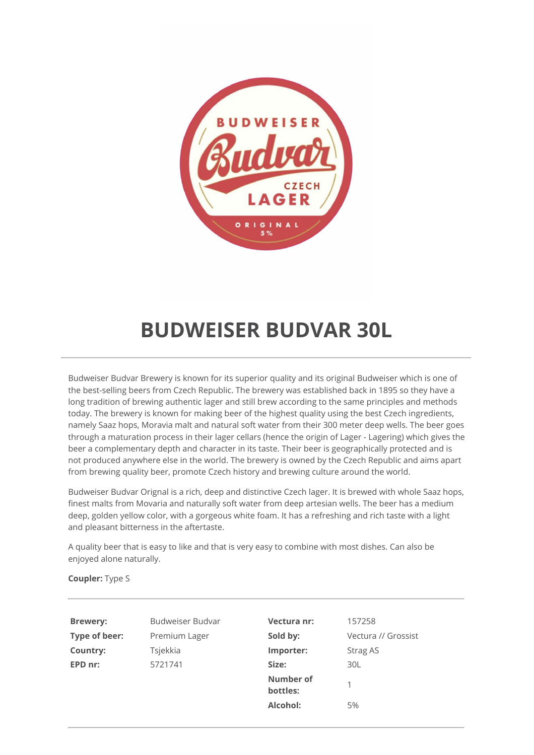# BUDWEISER BUDVAR 30L

Budweiser Budvar Brewery is known for its superior quality and its original Budweiser which is one of the best-selling beers from Czech Republic. The brewery was established back in 1895 so they have a long tradition of brewing authentic lager and still brew according to the same principles and methods today. The brewery is known for making beer of the highest quality using the best Czech ingredients, namely Saaz hops, Moravia malt and natural soft water from their 300 meter deep wells. The beer goes through a maturation process in their lager cellars (hence the origin of Lager - Lagering) which gives the beer a complementary depth and character in its taste. Their beer is geographically protected and is not produced anywhere else in the world. The brewery is owned by the Czech Republic and aims apart from brewing quality beer, promote Czech history and brewing culture around the world.

Budweiser Budvar Orignal is a rich, deep and distinctive Czech lager. It is brewed with whole Saaz hops, finest malts from Movaria and naturally soft water from deep artesian wells. The beer has a medium deep, golden yellow color, with a gorgeous white foam. It has a refreshing and rich taste with a light and pleasant bitterness in the aftertaste.

A quality beer that is easy to like and that is very easy to combine with most dishes. Can also be enjoyed alone naturally.

**Coupler:** Type S

| | | | |
|---|---|---|---|
| **Brewery:** | Budweiser Budvar | **Vectura nr:** | 157258 |
| **Type of beer:** | Premium Lager | **Sold by:** | Vectura // Grossist |
| **Country:** | Tsjekkia | **Importer:** | Strag AS |
| **EPD nr:** | 5721741 | **Size:** | 30L |
| | | **Number of bottles:** | 1 |
| | | **Alcohol:** | 5% |